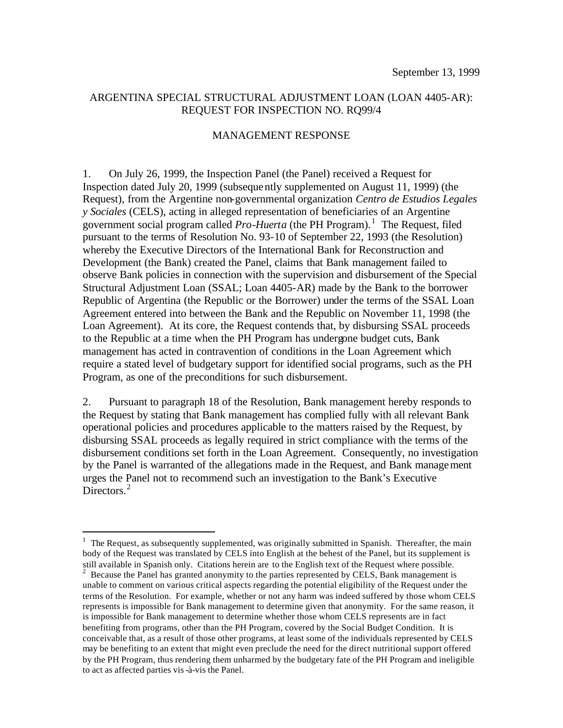September 13, 1999

ARGENTINA SPECIAL STRUCTURAL ADJUSTMENT LOAN (LOAN 4405-AR): REQUEST FOR INSPECTION NO. RQ99/4

MANAGEMENT RESPONSE

1. On July 26, 1999, the Inspection Panel (the Panel) received a Request for Inspection dated July 20, 1999 (subsequently supplemented on August 11, 1999) (the Request), from the Argentine non-governmental organization *Centro de Estudios Legales y Sociales* (CELS), acting in alleged representation of beneficiaries of an Argentine government social program called *Pro-Huerta* (the PH Program).[1] The Request, filed pursuant to the terms of Resolution No. 93-10 of September 22, 1993 (the Resolution) whereby the Executive Directors of the International Bank for Reconstruction and Development (the Bank) created the Panel, claims that Bank management failed to observe Bank policies in connection with the supervision and disbursement of the Special Structural Adjustment Loan (SSAL; Loan 4405-AR) made by the Bank to the borrower Republic of Argentina (the Republic or the Borrower) under the terms of the SSAL Loan Agreement entered into between the Bank and the Republic on November 11, 1998 (the Loan Agreement). At its core, the Request contends that, by disbursing SSAL proceeds to the Republic at a time when the PH Program has undergone budget cuts, Bank management has acted in contravention of conditions in the Loan Agreement which require a stated level of budgetary support for identified social programs, such as the PH Program, as one of the preconditions for such disbursement.

2. Pursuant to paragraph 18 of the Resolution, Bank management hereby responds to the Request by stating that Bank management has complied fully with all relevant Bank operational policies and procedures applicable to the matters raised by the Request, by disbursing SSAL proceeds as legally required in strict compliance with the terms of the disbursement conditions set forth in the Loan Agreement. Consequently, no investigation by the Panel is warranted of the allegations made in the Request, and Bank management urges the Panel not to recommend such an investigation to the Bank's Executive Directors.[2]

---

[1] The Request, as subsequently supplemented, was originally submitted in Spanish. Thereafter, the main body of the Request was translated by CELS into English at the behest of the Panel, but its supplement is still available in Spanish only. Citations herein are to the English text of the Request where possible.

[2] Because the Panel has granted anonymity to the parties represented by CELS, Bank management is unable to comment on various critical aspects regarding the potential eligibility of the Request under the terms of the Resolution. For example, whether or not any harm was indeed suffered by those whom CELS represents is impossible for Bank management to determine given that anonymity. For the same reason, it is impossible for Bank management to determine whether those whom CELS represents are in fact benefiting from programs, other than the PH Program, covered by the Social Budget Condition. It is conceivable that, as a result of those other programs, at least some of the individuals represented by CELS may be benefiting to an extent that might even preclude the need for the direct nutritional support offered by the PH Program, thus rendering them unharmed by the budgetary fate of the PH Program and ineligible to act as affected parties vis-à-vis the Panel.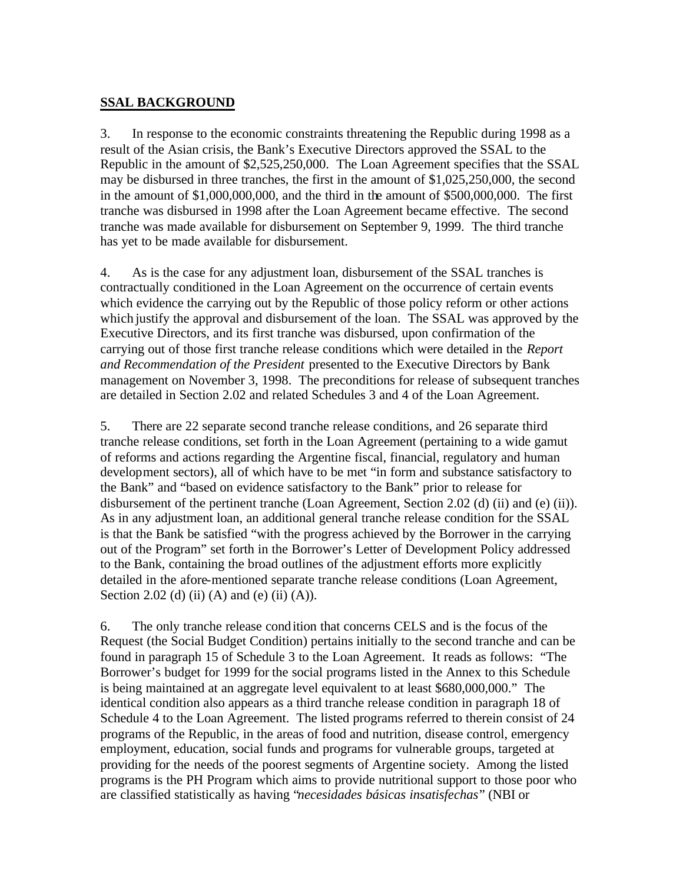## SSAL BACKGROUND

3. In response to the economic constraints threatening the Republic during 1998 as a result of the Asian crisis, the Bank's Executive Directors approved the SSAL to the Republic in the amount of $2,525,250,000. The Loan Agreement specifies that the SSAL may be disbursed in three tranches, the first in the amount of $1,025,250,000, the second in the amount of $1,000,000,000, and the third in the amount of $500,000,000. The first tranche was disbursed in 1998 after the Loan Agreement became effective. The second tranche was made available for disbursement on September 9, 1999. The third tranche has yet to be made available for disbursement.

4. As is the case for any adjustment loan, disbursement of the SSAL tranches is contractually conditioned in the Loan Agreement on the occurrence of certain events which evidence the carrying out by the Republic of those policy reform or other actions which justify the approval and disbursement of the loan. The SSAL was approved by the Executive Directors, and its first tranche was disbursed, upon confirmation of the carrying out of those first tranche release conditions which were detailed in the *Report and Recommendation of the President* presented to the Executive Directors by Bank management on November 3, 1998. The preconditions for release of subsequent tranches are detailed in Section 2.02 and related Schedules 3 and 4 of the Loan Agreement.

5. There are 22 separate second tranche release conditions, and 26 separate third tranche release conditions, set forth in the Loan Agreement (pertaining to a wide gamut of reforms and actions regarding the Argentine fiscal, financial, regulatory and human development sectors), all of which have to be met "in form and substance satisfactory to the Bank" and "based on evidence satisfactory to the Bank" prior to release for disbursement of the pertinent tranche (Loan Agreement, Section 2.02 (d) (ii) and (e) (ii)). As in any adjustment loan, an additional general tranche release condition for the SSAL is that the Bank be satisfied "with the progress achieved by the Borrower in the carrying out of the Program" set forth in the Borrower's Letter of Development Policy addressed to the Bank, containing the broad outlines of the adjustment efforts more explicitly detailed in the afore-mentioned separate tranche release conditions (Loan Agreement, Section 2.02 (d) (ii) (A) and (e) (ii) (A)).

6. The only tranche release condition that concerns CELS and is the focus of the Request (the Social Budget Condition) pertains initially to the second tranche and can be found in paragraph 15 of Schedule 3 to the Loan Agreement. It reads as follows: "The Borrower's budget for 1999 for the social programs listed in the Annex to this Schedule is being maintained at an aggregate level equivalent to at least $680,000,000." The identical condition also appears as a third tranche release condition in paragraph 18 of Schedule 4 to the Loan Agreement. The listed programs referred to therein consist of 24 programs of the Republic, in the areas of food and nutrition, disease control, emergency employment, education, social funds and programs for vulnerable groups, targeted at providing for the needs of the poorest segments of Argentine society. Among the listed programs is the PH Program which aims to provide nutritional support to those poor who are classified statistically as having "*necesidades básicas insatisfechas*" (NBI or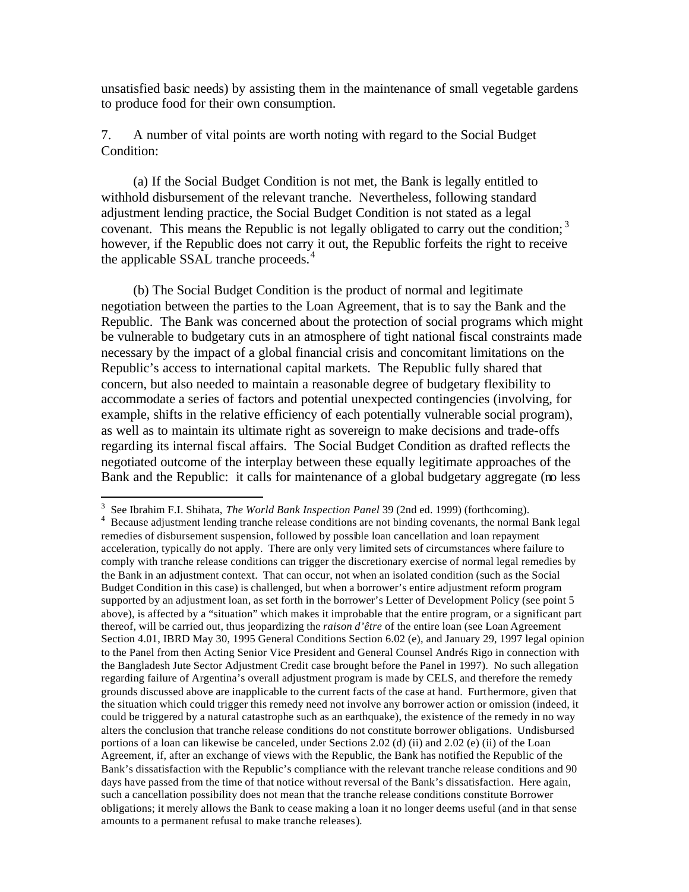unsatisfied basic needs) by assisting them in the maintenance of small vegetable gardens to produce food for their own consumption.

7. A number of vital points are worth noting with regard to the Social Budget Condition:

(a) If the Social Budget Condition is not met, the Bank is legally entitled to withhold disbursement of the relevant tranche. Nevertheless, following standard adjustment lending practice, the Social Budget Condition is not stated as a legal covenant. This means the Republic is not legally obligated to carry out the condition;[3] however, if the Republic does not carry it out, the Republic forfeits the right to receive the applicable SSAL tranche proceeds.[4]

(b) The Social Budget Condition is the product of normal and legitimate negotiation between the parties to the Loan Agreement, that is to say the Bank and the Republic. The Bank was concerned about the protection of social programs which might be vulnerable to budgetary cuts in an atmosphere of tight national fiscal constraints made necessary by the impact of a global financial crisis and concomitant limitations on the Republic's access to international capital markets. The Republic fully shared that concern, but also needed to maintain a reasonable degree of budgetary flexibility to accommodate a series of factors and potential unexpected contingencies (involving, for example, shifts in the relative efficiency of each potentially vulnerable social program), as well as to maintain its ultimate right as sovereign to make decisions and trade-offs regarding its internal fiscal affairs. The Social Budget Condition as drafted reflects the negotiated outcome of the interplay between these equally legitimate approaches of the Bank and the Republic: it calls for maintenance of a global budgetary aggregate (no less

---

[3] See Ibrahim F.I. Shihata, *The World Bank Inspection Panel* 39 (2nd ed. 1999) (forthcoming).

[4] Because adjustment lending tranche release conditions are not binding covenants, the normal Bank legal remedies of disbursement suspension, followed by possible loan cancellation and loan repayment acceleration, typically do not apply. There are only very limited sets of circumstances where failure to comply with tranche release conditions can trigger the discretionary exercise of normal legal remedies by the Bank in an adjustment context. That can occur, not when an isolated condition (such as the Social Budget Condition in this case) is challenged, but when a borrower's entire adjustment reform program supported by an adjustment loan, as set forth in the borrower's Letter of Development Policy (see point 5 above), is affected by a "situation" which makes it improbable that the entire program, or a significant part thereof, will be carried out, thus jeopardizing the *raison d'être* of the entire loan (see Loan Agreement Section 4.01, IBRD May 30, 1995 General Conditions Section 6.02 (e), and January 29, 1997 legal opinion to the Panel from then Acting Senior Vice President and General Counsel Andrés Rigo in connection with the Bangladesh Jute Sector Adjustment Credit case brought before the Panel in 1997). No such allegation regarding failure of Argentina's overall adjustment program is made by CELS, and therefore the remedy grounds discussed above are inapplicable to the current facts of the case at hand. Furthermore, given that the situation which could trigger this remedy need not involve any borrower action or omission (indeed, it could be triggered by a natural catastrophe such as an earthquake), the existence of the remedy in no way alters the conclusion that tranche release conditions do not constitute borrower obligations. Undisbursed portions of a loan can likewise be canceled, under Sections 2.02 (d) (ii) and 2.02 (e) (ii) of the Loan Agreement, if, after an exchange of views with the Republic, the Bank has notified the Republic of the Bank's dissatisfaction with the Republic's compliance with the relevant tranche release conditions and 90 days have passed from the time of that notice without reversal of the Bank's dissatisfaction. Here again, such a cancellation possibility does not mean that the tranche release conditions constitute Borrower obligations; it merely allows the Bank to cease making a loan it no longer deems useful (and in that sense amounts to a permanent refusal to make tranche releases).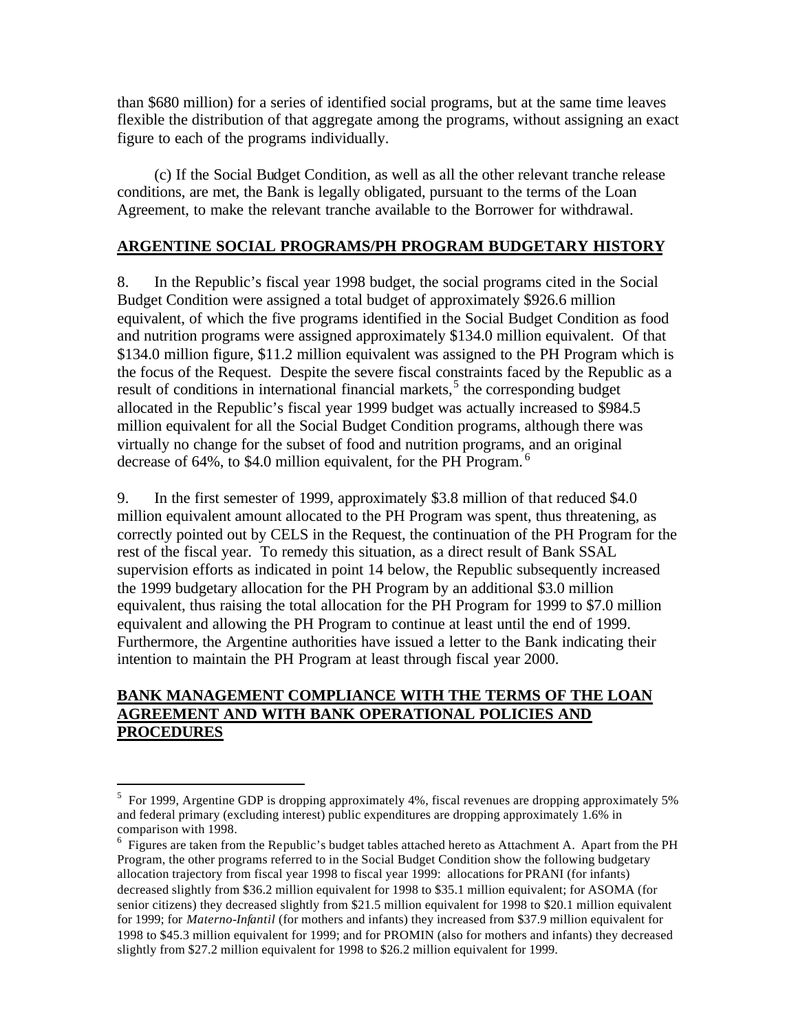than $680 million) for a series of identified social programs, but at the same time leaves flexible the distribution of that aggregate among the programs, without assigning an exact figure to each of the programs individually.

(c) If the Social Budget Condition, as well as all the other relevant tranche release conditions, are met, the Bank is legally obligated, pursuant to the terms of the Loan Agreement, to make the relevant tranche available to the Borrower for withdrawal.

## ARGENTINE SOCIAL PROGRAMS/PH PROGRAM BUDGETARY HISTORY

8. In the Republic's fiscal year 1998 budget, the social programs cited in the Social Budget Condition were assigned a total budget of approximately $926.6 million equivalent, of which the five programs identified in the Social Budget Condition as food and nutrition programs were assigned approximately $134.0 million equivalent. Of that $134.0 million figure, $11.2 million equivalent was assigned to the PH Program which is the focus of the Request. Despite the severe fiscal constraints faced by the Republic as a result of conditions in international financial markets,[5] the corresponding budget allocated in the Republic's fiscal year 1999 budget was actually increased to $984.5 million equivalent for all the Social Budget Condition programs, although there was virtually no change for the subset of food and nutrition programs, and an original decrease of 64%, to $4.0 million equivalent, for the PH Program.[6]

9. In the first semester of 1999, approximately $3.8 million of that reduced $4.0 million equivalent amount allocated to the PH Program was spent, thus threatening, as correctly pointed out by CELS in the Request, the continuation of the PH Program for the rest of the fiscal year. To remedy this situation, as a direct result of Bank SSAL supervision efforts as indicated in point 14 below, the Republic subsequently increased the 1999 budgetary allocation for the PH Program by an additional $3.0 million equivalent, thus raising the total allocation for the PH Program for 1999 to $7.0 million equivalent and allowing the PH Program to continue at least until the end of 1999. Furthermore, the Argentine authorities have issued a letter to the Bank indicating their intention to maintain the PH Program at least through fiscal year 2000.

## BANK MANAGEMENT COMPLIANCE WITH THE TERMS OF THE LOAN AGREEMENT AND WITH BANK OPERATIONAL POLICIES AND PROCEDURES

---

[5] For 1999, Argentine GDP is dropping approximately 4%, fiscal revenues are dropping approximately 5% and federal primary (excluding interest) public expenditures are dropping approximately 1.6% in comparison with 1998.

[6] Figures are taken from the Republic's budget tables attached hereto as Attachment A. Apart from the PH Program, the other programs referred to in the Social Budget Condition show the following budgetary allocation trajectory from fiscal year 1998 to fiscal year 1999: allocations for PRANI (for infants) decreased slightly from $36.2 million equivalent for 1998 to $35.1 million equivalent; for ASOMA (for senior citizens) they decreased slightly from $21.5 million equivalent for 1998 to $20.1 million equivalent for 1999; for *Materno-Infantil* (for mothers and infants) they increased from $37.9 million equivalent for 1998 to $45.3 million equivalent for 1999; and for PROMIN (also for mothers and infants) they decreased slightly from $27.2 million equivalent for 1998 to $26.2 million equivalent for 1999.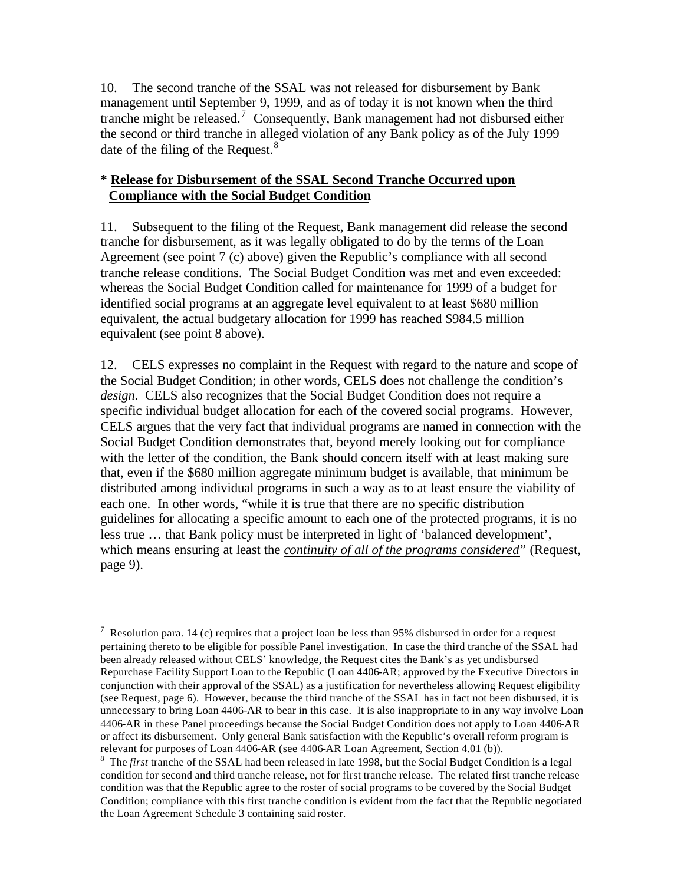10. The second tranche of the SSAL was not released for disbursement by Bank management until September 9, 1999, and as of today it is not known when the third tranche might be released.[7] Consequently, Bank management had not disbursed either the second or third tranche in alleged violation of any Bank policy as of the July 1999 date of the filing of the Request.[8]

**\* <u>Release for Disbursement of the SSAL Second Tranche Occurred upon Compliance with the Social Budget Condition</u>**

11. Subsequent to the filing of the Request, Bank management did release the second tranche for disbursement, as it was legally obligated to do by the terms of the Loan Agreement (see point 7 (c) above) given the Republic's compliance with all second tranche release conditions. The Social Budget Condition was met and even exceeded: whereas the Social Budget Condition called for maintenance for 1999 of a budget for identified social programs at an aggregate level equivalent to at least \$680 million equivalent, the actual budgetary allocation for 1999 has reached \$984.5 million equivalent (see point 8 above).

12. CELS expresses no complaint in the Request with regard to the nature and scope of the Social Budget Condition; in other words, CELS does not challenge the condition's *design*. CELS also recognizes that the Social Budget Condition does not require a specific individual budget allocation for each of the covered social programs. However, CELS argues that the very fact that individual programs are named in connection with the Social Budget Condition demonstrates that, beyond merely looking out for compliance with the letter of the condition, the Bank should concern itself with at least making sure that, even if the \$680 million aggregate minimum budget is available, that minimum be distributed among individual programs in such a way as to at least ensure the viability of each one. In other words, "while it is true that there are no specific distribution guidelines for allocating a specific amount to each one of the protected programs, it is no less true … that Bank policy must be interpreted in light of 'balanced development', which means ensuring at least the ***<u>continuity of all of the programs considered</u>***" (Request, page 9).

---

[7] Resolution para. 14 (c) requires that a project loan be less than 95% disbursed in order for a request pertaining thereto to be eligible for possible Panel investigation. In case the third tranche of the SSAL had been already released without CELS' knowledge, the Request cites the Bank's as yet undisbursed Repurchase Facility Support Loan to the Republic (Loan 4406-AR; approved by the Executive Directors in conjunction with their approval of the SSAL) as a justification for nevertheless allowing Request eligibility (see Request, page 6). However, because the third tranche of the SSAL has in fact not been disbursed, it is unnecessary to bring Loan 4406-AR to bear in this case. It is also inappropriate to in any way involve Loan 4406-AR in these Panel proceedings because the Social Budget Condition does not apply to Loan 4406-AR or affect its disbursement. Only general Bank satisfaction with the Republic's overall reform program is relevant for purposes of Loan 4406-AR (see 4406-AR Loan Agreement, Section 4.01 (b)).

[8] The *first* tranche of the SSAL had been released in late 1998, but the Social Budget Condition is a legal condition for second and third tranche release, not for first tranche release. The related first tranche release condition was that the Republic agree to the roster of social programs to be covered by the Social Budget Condition; compliance with this first tranche condition is evident from the fact that the Republic negotiated the Loan Agreement Schedule 3 containing said roster.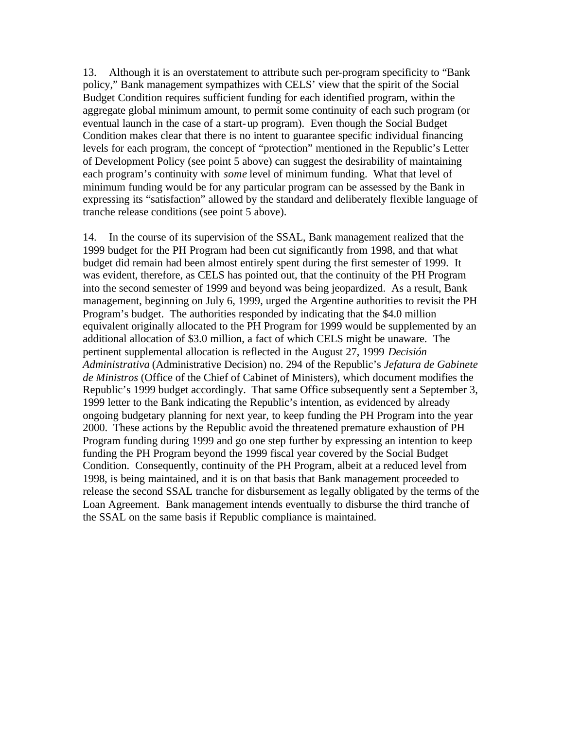13. Although it is an overstatement to attribute such per-program specificity to "Bank policy," Bank management sympathizes with CELS' view that the spirit of the Social Budget Condition requires sufficient funding for each identified program, within the aggregate global minimum amount, to permit some continuity of each such program (or eventual launch in the case of a start-up program). Even though the Social Budget Condition makes clear that there is no intent to guarantee specific individual financing levels for each program, the concept of "protection" mentioned in the Republic's Letter of Development Policy (see point 5 above) can suggest the desirability of maintaining each program's continuity with *some* level of minimum funding. What that level of minimum funding would be for any particular program can be assessed by the Bank in expressing its "satisfaction" allowed by the standard and deliberately flexible language of tranche release conditions (see point 5 above).

14. In the course of its supervision of the SSAL, Bank management realized that the 1999 budget for the PH Program had been cut significantly from 1998, and that what budget did remain had been almost entirely spent during the first semester of 1999. It was evident, therefore, as CELS has pointed out, that the continuity of the PH Program into the second semester of 1999 and beyond was being jeopardized. As a result, Bank management, beginning on July 6, 1999, urged the Argentine authorities to revisit the PH Program's budget. The authorities responded by indicating that the $4.0 million equivalent originally allocated to the PH Program for 1999 would be supplemented by an additional allocation of $3.0 million, a fact of which CELS might be unaware. The pertinent supplemental allocation is reflected in the August 27, 1999 *Decisión Administrativa* (Administrative Decision) no. 294 of the Republic's *Jefatura de Gabinete de Ministros* (Office of the Chief of Cabinet of Ministers), which document modifies the Republic's 1999 budget accordingly. That same Office subsequently sent a September 3, 1999 letter to the Bank indicating the Republic's intention, as evidenced by already ongoing budgetary planning for next year, to keep funding the PH Program into the year 2000. These actions by the Republic avoid the threatened premature exhaustion of PH Program funding during 1999 and go one step further by expressing an intention to keep funding the PH Program beyond the 1999 fiscal year covered by the Social Budget Condition. Consequently, continuity of the PH Program, albeit at a reduced level from 1998, is being maintained, and it is on that basis that Bank management proceeded to release the second SSAL tranche for disbursement as legally obligated by the terms of the Loan Agreement. Bank management intends eventually to disburse the third tranche of the SSAL on the same basis if Republic compliance is maintained.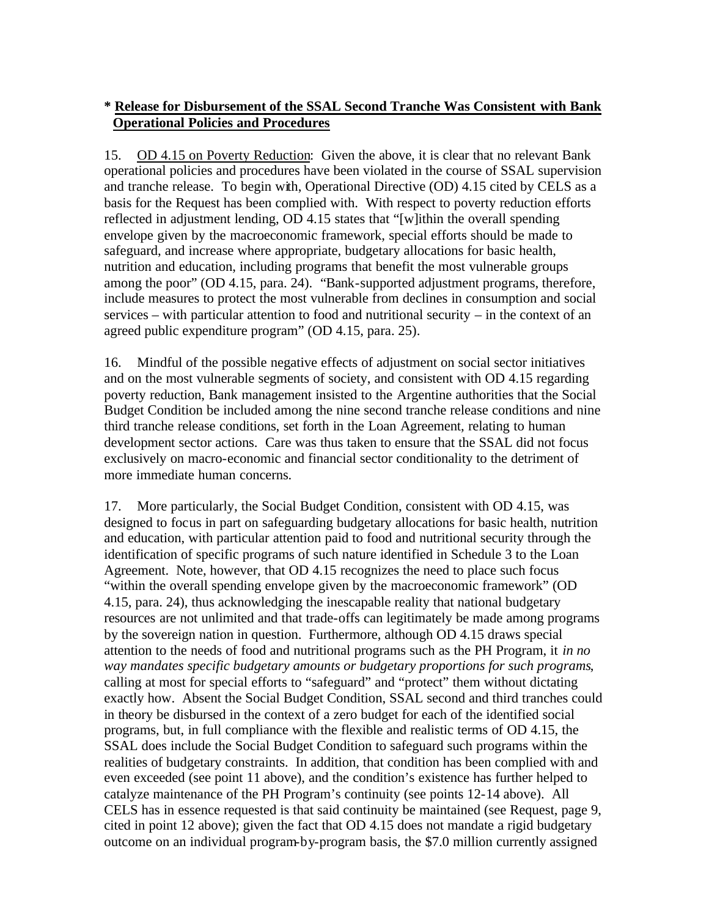**\* Release for Disbursement of the SSAL Second Tranche Was Consistent with Bank Operational Policies and Procedures**

15. OD 4.15 on Poverty Reduction: Given the above, it is clear that no relevant Bank operational policies and procedures have been violated in the course of SSAL supervision and tranche release. To begin with, Operational Directive (OD) 4.15 cited by CELS as a basis for the Request has been complied with. With respect to poverty reduction efforts reflected in adjustment lending, OD 4.15 states that "[w]ithin the overall spending envelope given by the macroeconomic framework, special efforts should be made to safeguard, and increase where appropriate, budgetary allocations for basic health, nutrition and education, including programs that benefit the most vulnerable groups among the poor" (OD 4.15, para. 24). "Bank-supported adjustment programs, therefore, include measures to protect the most vulnerable from declines in consumption and social services – with particular attention to food and nutritional security – in the context of an agreed public expenditure program" (OD 4.15, para. 25).

16. Mindful of the possible negative effects of adjustment on social sector initiatives and on the most vulnerable segments of society, and consistent with OD 4.15 regarding poverty reduction, Bank management insisted to the Argentine authorities that the Social Budget Condition be included among the nine second tranche release conditions and nine third tranche release conditions, set forth in the Loan Agreement, relating to human development sector actions. Care was thus taken to ensure that the SSAL did not focus exclusively on macro-economic and financial sector conditionality to the detriment of more immediate human concerns.

17. More particularly, the Social Budget Condition, consistent with OD 4.15, was designed to focus in part on safeguarding budgetary allocations for basic health, nutrition and education, with particular attention paid to food and nutritional security through the identification of specific programs of such nature identified in Schedule 3 to the Loan Agreement. Note, however, that OD 4.15 recognizes the need to place such focus "within the overall spending envelope given by the macroeconomic framework" (OD 4.15, para. 24), thus acknowledging the inescapable reality that national budgetary resources are not unlimited and that trade-offs can legitimately be made among programs by the sovereign nation in question. Furthermore, although OD 4.15 draws special attention to the needs of food and nutritional programs such as the PH Program, it *in no way mandates specific budgetary amounts or budgetary proportions for such programs*, calling at most for special efforts to "safeguard" and "protect" them without dictating exactly how. Absent the Social Budget Condition, SSAL second and third tranches could in theory be disbursed in the context of a zero budget for each of the identified social programs, but, in full compliance with the flexible and realistic terms of OD 4.15, the SSAL does include the Social Budget Condition to safeguard such programs within the realities of budgetary constraints. In addition, that condition has been complied with and even exceeded (see point 11 above), and the condition's existence has further helped to catalyze maintenance of the PH Program's continuity (see points 12-14 above). All CELS has in essence requested is that said continuity be maintained (see Request, page 9, cited in point 12 above); given the fact that OD 4.15 does not mandate a rigid budgetary outcome on an individual program-by-program basis, the $7.0 million currently assigned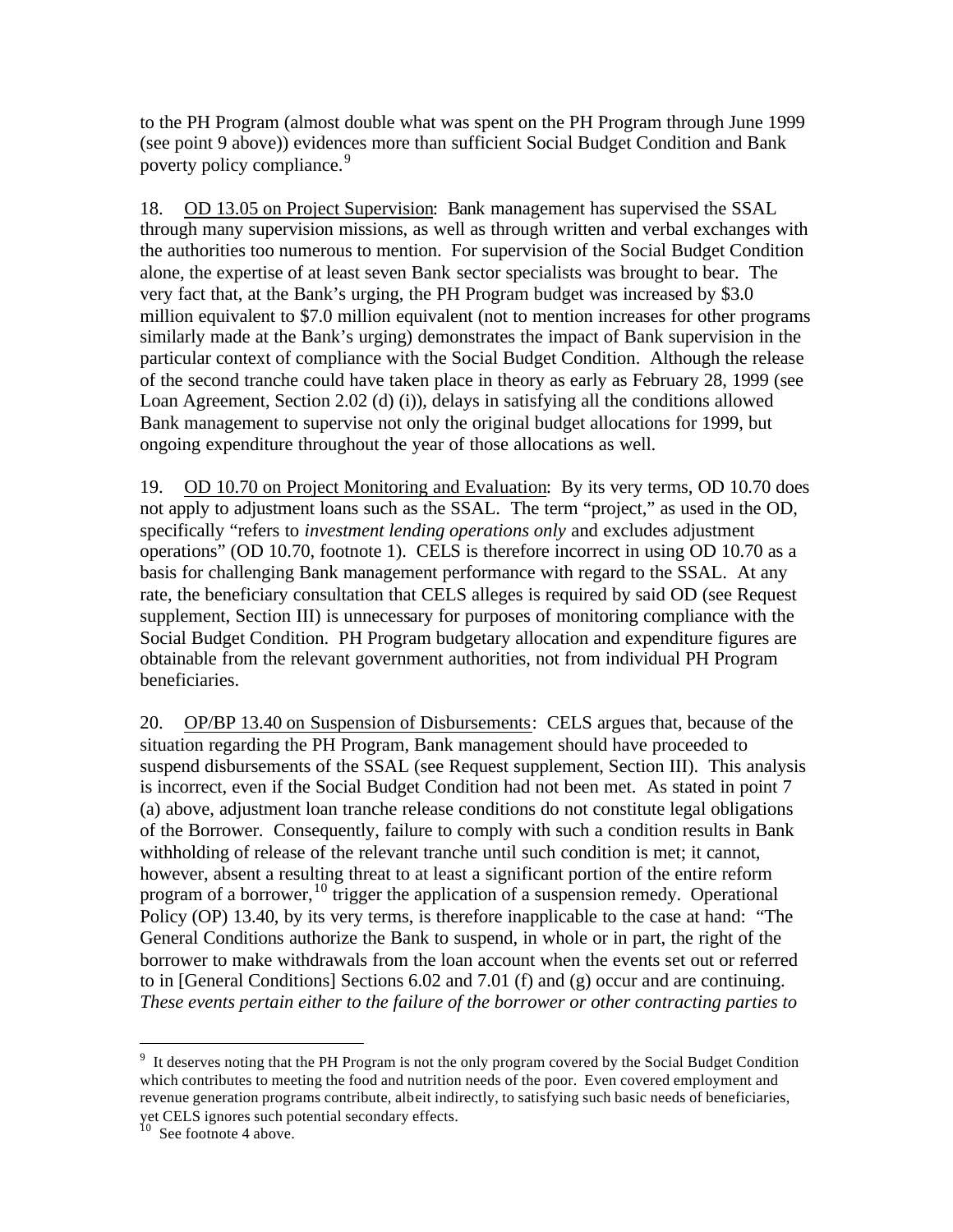to the PH Program (almost double what was spent on the PH Program through June 1999 (see point 9 above)) evidences more than sufficient Social Budget Condition and Bank poverty policy compliance.[9]

18. <u>OD 13.05 on Project Supervision</u>: Bank management has supervised the SSAL through many supervision missions, as well as through written and verbal exchanges with the authorities too numerous to mention. For supervision of the Social Budget Condition alone, the expertise of at least seven Bank sector specialists was brought to bear. The very fact that, at the Bank's urging, the PH Program budget was increased by $3.0 million equivalent to $7.0 million equivalent (not to mention increases for other programs similarly made at the Bank's urging) demonstrates the impact of Bank supervision in the particular context of compliance with the Social Budget Condition. Although the release of the second tranche could have taken place in theory as early as February 28, 1999 (see Loan Agreement, Section 2.02 (d) (i)), delays in satisfying all the conditions allowed Bank management to supervise not only the original budget allocations for 1999, but ongoing expenditure throughout the year of those allocations as well.

19. <u>OD 10.70 on Project Monitoring and Evaluation</u>: By its very terms, OD 10.70 does not apply to adjustment loans such as the SSAL. The term "project," as used in the OD, specifically "refers to *investment lending operations only* and excludes adjustment operations" (OD 10.70, footnote 1). CELS is therefore incorrect in using OD 10.70 as a basis for challenging Bank management performance with regard to the SSAL. At any rate, the beneficiary consultation that CELS alleges is required by said OD (see Request supplement, Section III) is unnecessary for purposes of monitoring compliance with the Social Budget Condition. PH Program budgetary allocation and expenditure figures are obtainable from the relevant government authorities, not from individual PH Program beneficiaries.

20. <u>OP/BP 13.40 on Suspension of Disbursements</u>: CELS argues that, because of the situation regarding the PH Program, Bank management should have proceeded to suspend disbursements of the SSAL (see Request supplement, Section III). This analysis is incorrect, even if the Social Budget Condition had not been met. As stated in point 7 (a) above, adjustment loan tranche release conditions do not constitute legal obligations of the Borrower. Consequently, failure to comply with such a condition results in Bank withholding of release of the relevant tranche until such condition is met; it cannot, however, absent a resulting threat to at least a significant portion of the entire reform program of a borrower,[10] trigger the application of a suspension remedy. Operational Policy (OP) 13.40, by its very terms, is therefore inapplicable to the case at hand: "The General Conditions authorize the Bank to suspend, in whole or in part, the right of the borrower to make withdrawals from the loan account when the events set out or referred to in [General Conditions] Sections 6.02 and 7.01 (f) and (g) occur and are continuing. *These events pertain either to the failure of the borrower or other contracting parties to*

---

[9] It deserves noting that the PH Program is not the only program covered by the Social Budget Condition which contributes to meeting the food and nutrition needs of the poor. Even covered employment and revenue generation programs contribute, albeit indirectly, to satisfying such basic needs of beneficiaries, yet CELS ignores such potential secondary effects.

[10] See footnote 4 above.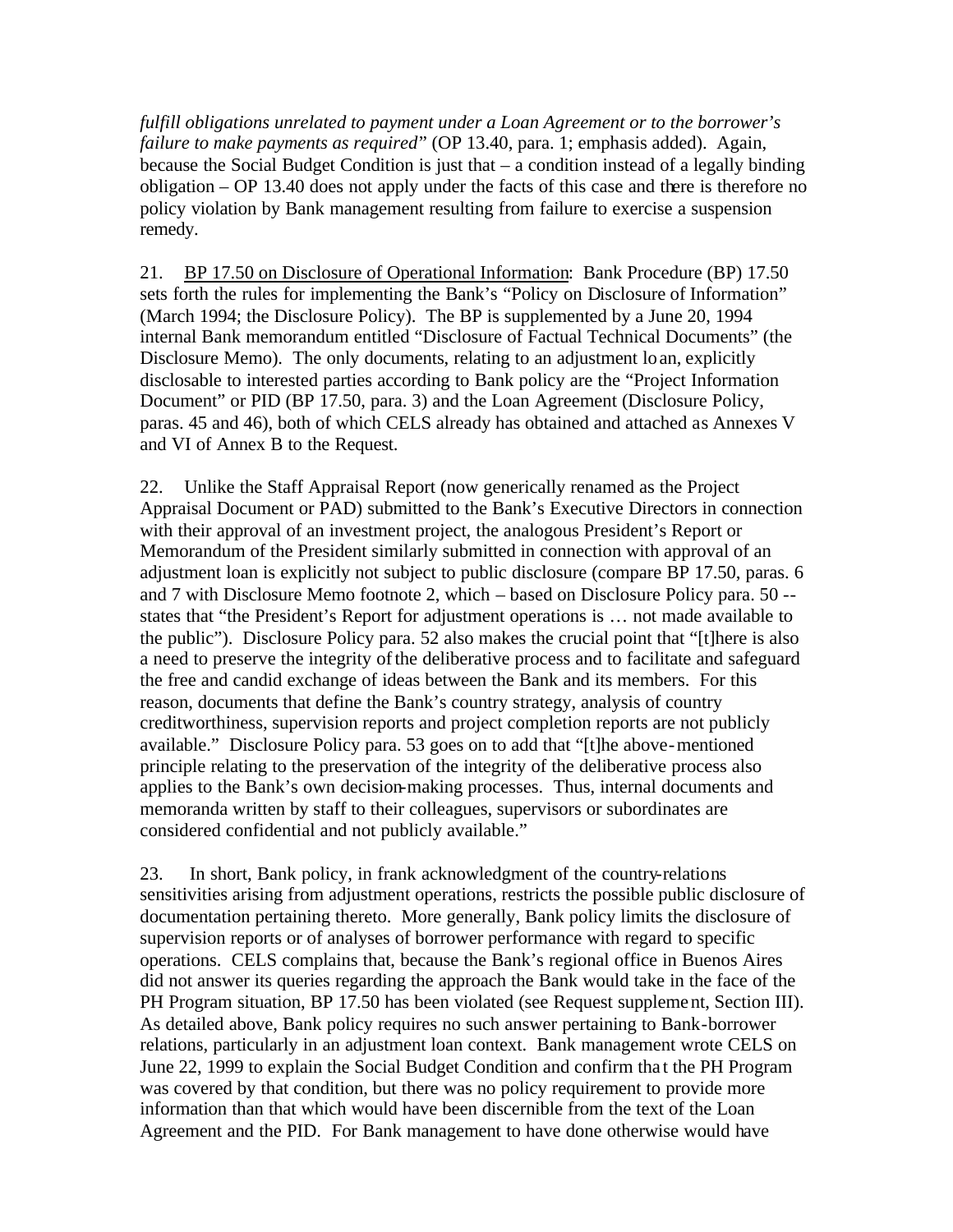*fulfill obligations unrelated to payment under a Loan Agreement or to the borrower's failure to make payments as required*" (OP 13.40, para. 1; emphasis added). Again, because the Social Budget Condition is just that – a condition instead of a legally binding obligation – OP 13.40 does not apply under the facts of this case and there is therefore no policy violation by Bank management resulting from failure to exercise a suspension remedy.

21. <u>BP 17.50 on Disclosure of Operational Information</u>: Bank Procedure (BP) 17.50 sets forth the rules for implementing the Bank's "Policy on Disclosure of Information" (March 1994; the Disclosure Policy). The BP is supplemented by a June 20, 1994 internal Bank memorandum entitled "Disclosure of Factual Technical Documents" (the Disclosure Memo). The only documents, relating to an adjustment loan, explicitly disclosable to interested parties according to Bank policy are the "Project Information Document" or PID (BP 17.50, para. 3) and the Loan Agreement (Disclosure Policy, paras. 45 and 46), both of which CELS already has obtained and attached as Annexes V and VI of Annex B to the Request.

22. Unlike the Staff Appraisal Report (now generically renamed as the Project Appraisal Document or PAD) submitted to the Bank's Executive Directors in connection with their approval of an investment project, the analogous President's Report or Memorandum of the President similarly submitted in connection with approval of an adjustment loan is explicitly not subject to public disclosure (compare BP 17.50, paras. 6 and 7 with Disclosure Memo footnote 2, which – based on Disclosure Policy para. 50 -- states that "the President's Report for adjustment operations is … not made available to the public"). Disclosure Policy para. 52 also makes the crucial point that "[t]here is also a need to preserve the integrity of the deliberative process and to facilitate and safeguard the free and candid exchange of ideas between the Bank and its members. For this reason, documents that define the Bank's country strategy, analysis of country creditworthiness, supervision reports and project completion reports are not publicly available." Disclosure Policy para. 53 goes on to add that "[t]he above-mentioned principle relating to the preservation of the integrity of the deliberative process also applies to the Bank's own decision-making processes. Thus, internal documents and memoranda written by staff to their colleagues, supervisors or subordinates are considered confidential and not publicly available."

23. In short, Bank policy, in frank acknowledgment of the country-relations sensitivities arising from adjustment operations, restricts the possible public disclosure of documentation pertaining thereto. More generally, Bank policy limits the disclosure of supervision reports or of analyses of borrower performance with regard to specific operations. CELS complains that, because the Bank's regional office in Buenos Aires did not answer its queries regarding the approach the Bank would take in the face of the PH Program situation, BP 17.50 has been violated (see Request supplement, Section III). As detailed above, Bank policy requires no such answer pertaining to Bank-borrower relations, particularly in an adjustment loan context. Bank management wrote CELS on June 22, 1999 to explain the Social Budget Condition and confirm that the PH Program was covered by that condition, but there was no policy requirement to provide more information than that which would have been discernible from the text of the Loan Agreement and the PID. For Bank management to have done otherwise would have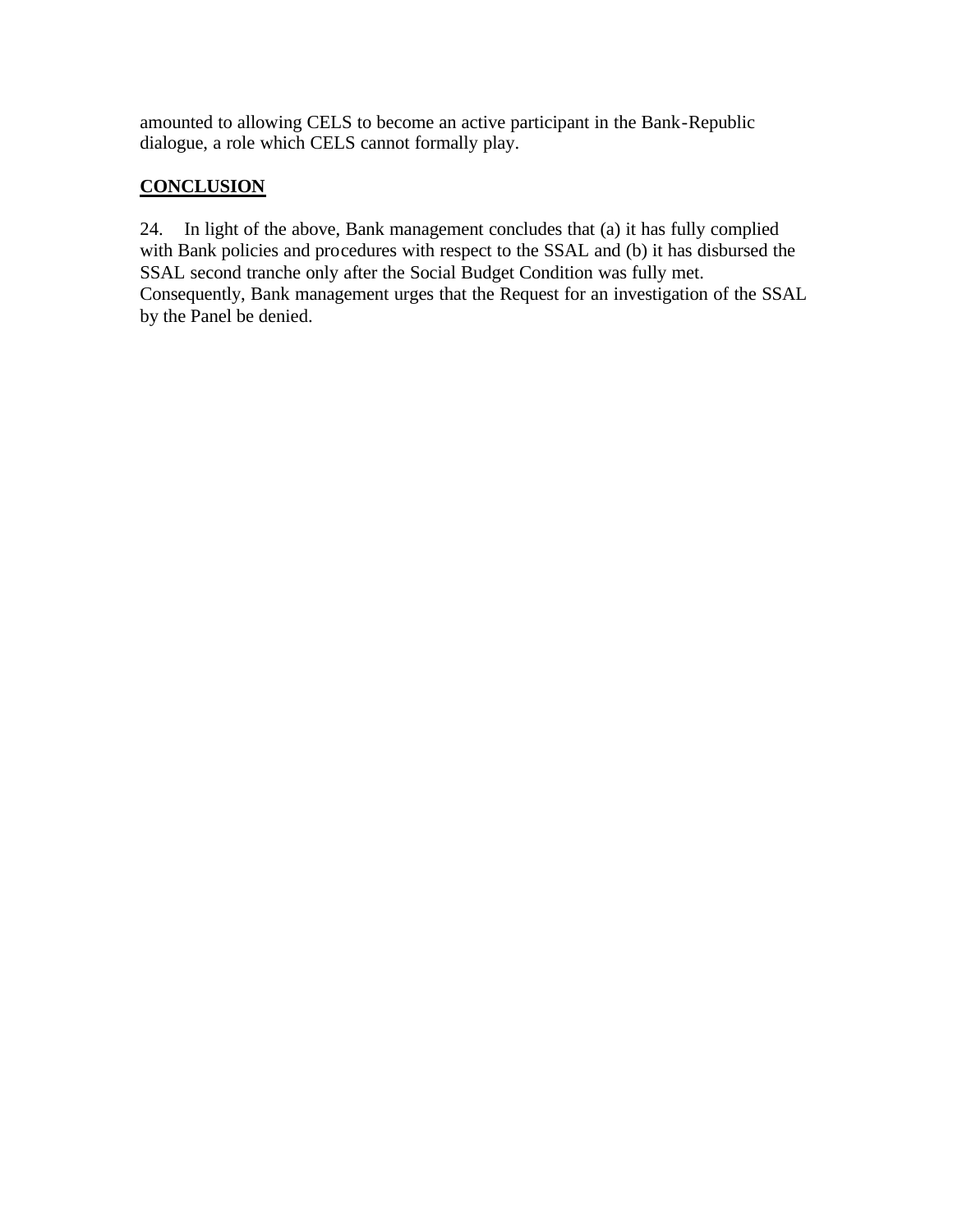amounted to allowing CELS to become an active participant in the Bank-Republic dialogue, a role which CELS cannot formally play.

## **CONCLUSION**

24. In light of the above, Bank management concludes that (a) it has fully complied with Bank policies and procedures with respect to the SSAL and (b) it has disbursed the SSAL second tranche only after the Social Budget Condition was fully met. Consequently, Bank management urges that the Request for an investigation of the SSAL by the Panel be denied.